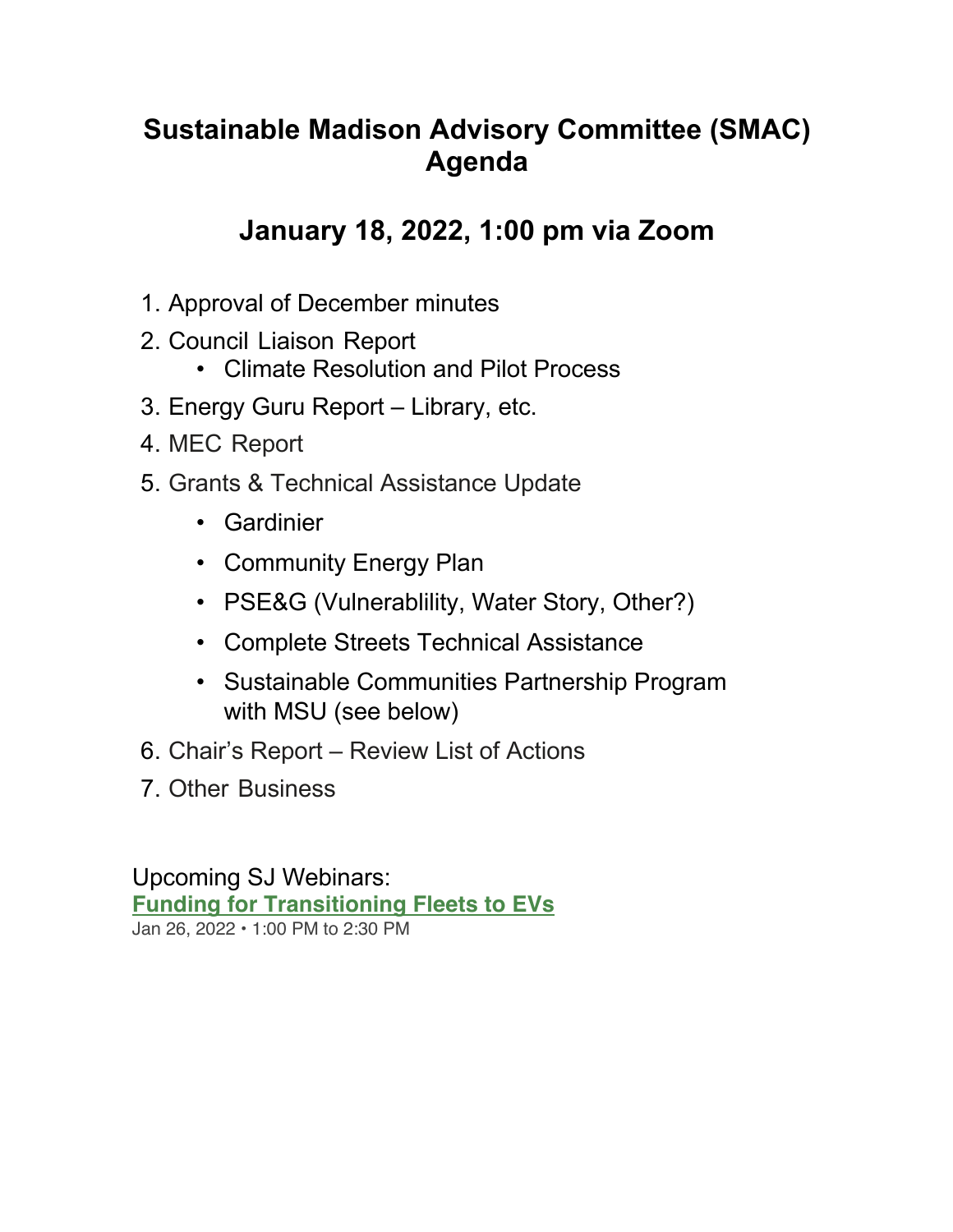# Sustainable Madison Advisory Committee (SMAC) Agenda

## January 18, 2022, 1:00 pm via Zoom

1. Approval of December minutes
2. Council Liaison Report
   - Climate Resolution and Pilot Process
3. Energy Guru Report – Library, etc.
4. MEC Report
5. Grants & Technical Assistance Update
   - Gardinier
   - Community Energy Plan
   - PSE&G (Vulnerablility, Water Story, Other?)
   - Complete Streets Technical Assistance
   - Sustainable Communities Partnership Program with MSU (see below)
6. Chair's Report – Review List of Actions
7. Other Business

Upcoming SJ Webinars:

**Funding for Transitioning Fleets to EVs**

Jan 26, 2022 • 1:00 PM to 2:30 PM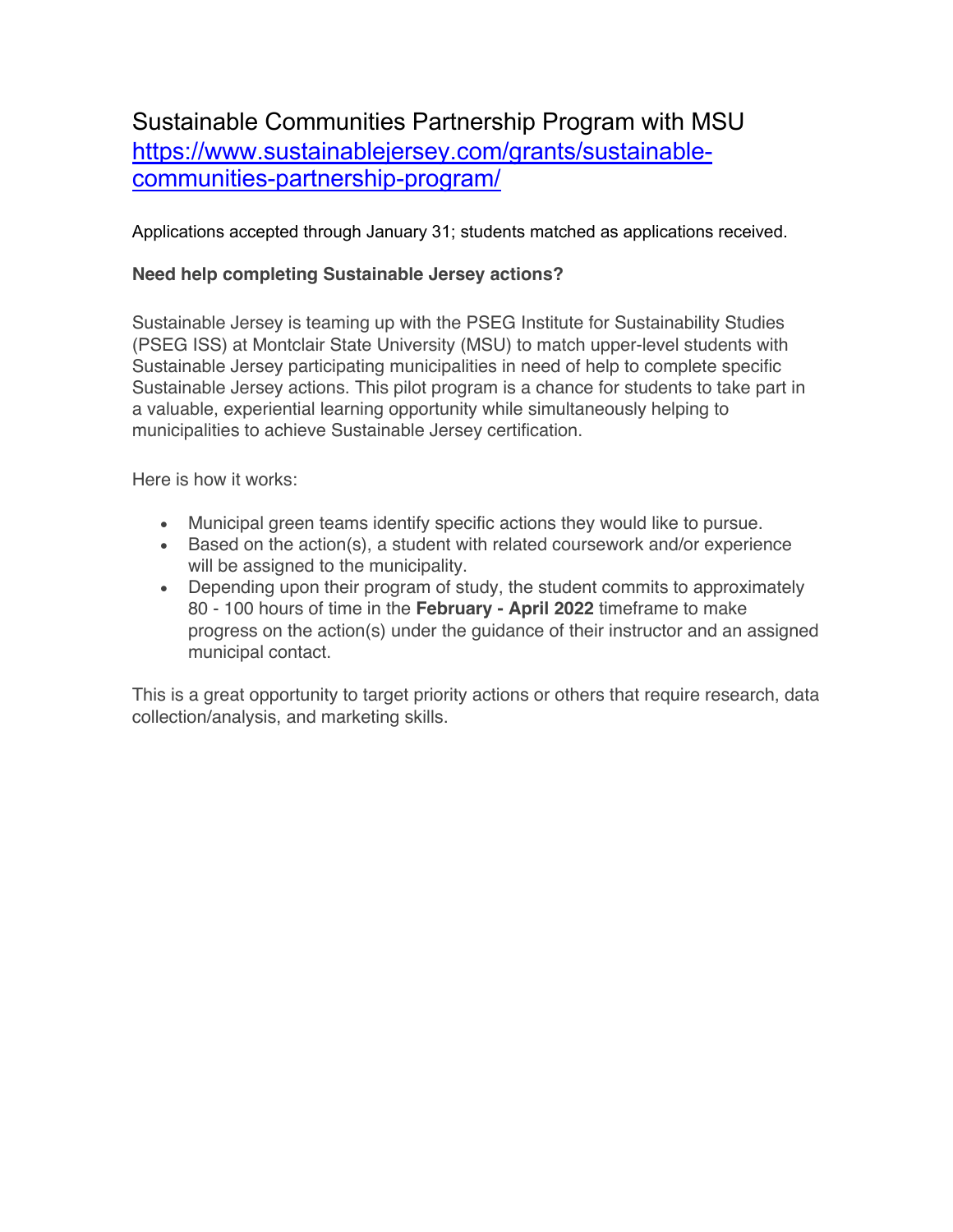# Sustainable Communities Partnership Program with MSU

[https://www.sustainablejersey.com/grants/sustainable-communities-partnership-program/](https://www.sustainablejersey.com/grants/sustainable-communities-partnership-program/)

Applications accepted through January 31; students matched as applications received.

**Need help completing Sustainable Jersey actions?**

Sustainable Jersey is teaming up with the PSEG Institute for Sustainability Studies (PSEG ISS) at Montclair State University (MSU) to match upper-level students with Sustainable Jersey participating municipalities in need of help to complete specific Sustainable Jersey actions. This pilot program is a chance for students to take part in a valuable, experiential learning opportunity while simultaneously helping to municipalities to achieve Sustainable Jersey certification.

Here is how it works:

- Municipal green teams identify specific actions they would like to pursue.
- Based on the action(s), a student with related coursework and/or experience will be assigned to the municipality.
- Depending upon their program of study, the student commits to approximately 80 - 100 hours of time in the **February - April 2022** timeframe to make progress on the action(s) under the guidance of their instructor and an assigned municipal contact.

This is a great opportunity to target priority actions or others that require research, data collection/analysis, and marketing skills.